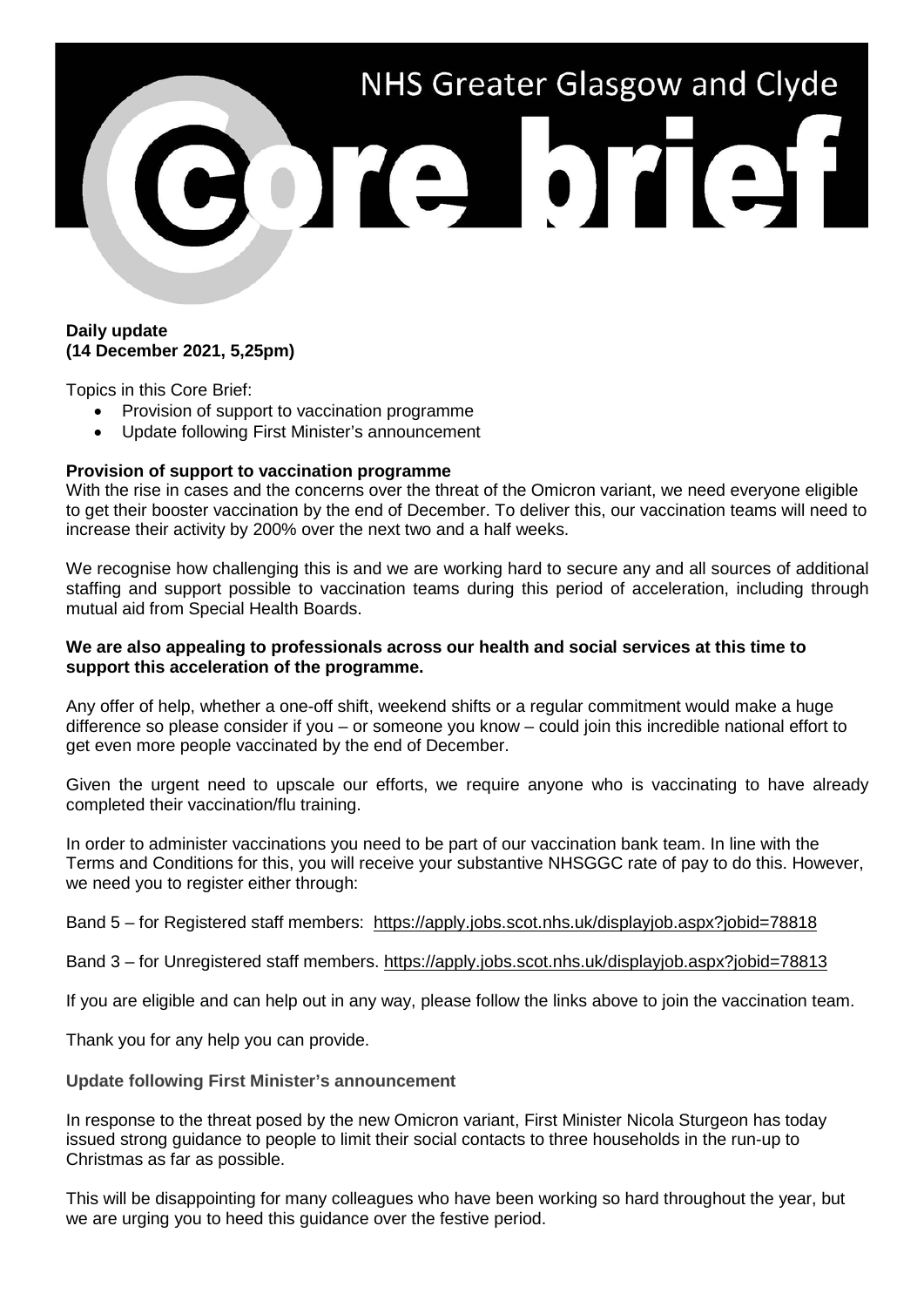# NHS Greater Glasgow and Clyde

# Core brief

**Daily update**
**(14 December 2021, 5,25pm)**

Topics in this Core Brief:

- Provision of support to vaccination programme
- Update following First Minister's announcement

## Provision of support to vaccination programme

With the rise in cases and the concerns over the threat of the Omicron variant, we need everyone eligible to get their booster vaccination by the end of December. To deliver this, our vaccination teams will need to increase their activity by 200% over the next two and a half weeks.

We recognise how challenging this is and we are working hard to secure any and all sources of additional staffing and support possible to vaccination teams during this period of acceleration, including through mutual aid from Special Health Boards.

**We are also appealing to professionals across our health and social services at this time to support this acceleration of the programme.**

Any offer of help, whether a one-off shift, weekend shifts or a regular commitment would make a huge difference so please consider if you – or someone you know – could join this incredible national effort to get even more people vaccinated by the end of December.

Given the urgent need to upscale our efforts, we require anyone who is vaccinating to have already completed their vaccination/flu training.

In order to administer vaccinations you need to be part of our vaccination bank team. In line with the Terms and Conditions for this, you will receive your substantive NHSGGC rate of pay to do this. However, we need you to register either through:

Band 5 – for Registered staff members: https://apply.jobs.scot.nhs.uk/displayjob.aspx?jobid=78818

Band 3 – for Unregistered staff members. https://apply.jobs.scot.nhs.uk/displayjob.aspx?jobid=78813

If you are eligible and can help out in any way, please follow the links above to join the vaccination team.

Thank you for any help you can provide.

## Update following First Minister's announcement

In response to the threat posed by the new Omicron variant, First Minister Nicola Sturgeon has today issued strong guidance to people to limit their social contacts to three households in the run-up to Christmas as far as possible.

This will be disappointing for many colleagues who have been working so hard throughout the year, but we are urging you to heed this guidance over the festive period.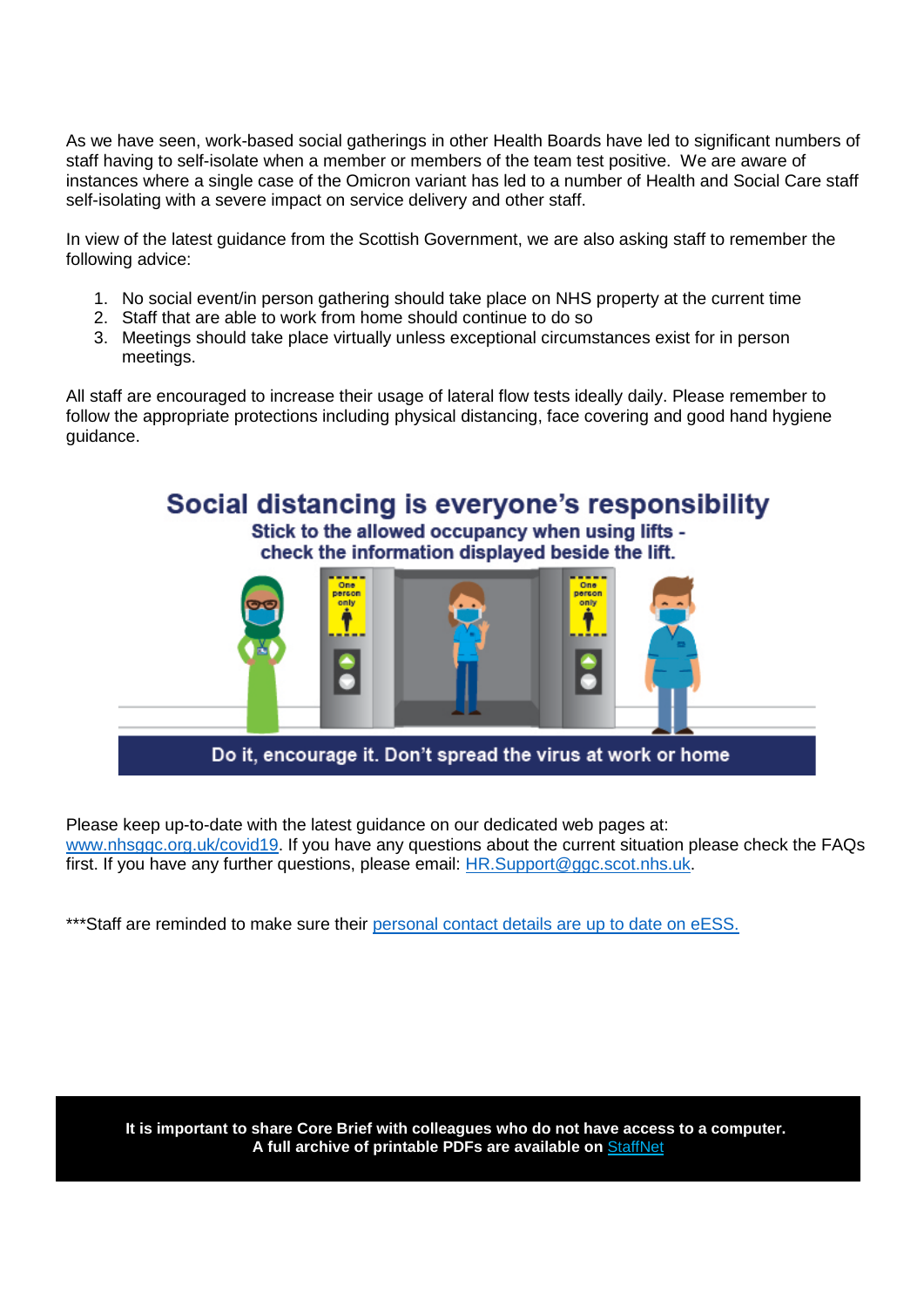As we have seen, work-based social gatherings in other Health Boards have led to significant numbers of staff having to self-isolate when a member or members of the team test positive. We are aware of instances where a single case of the Omicron variant has led to a number of Health and Social Care staff self-isolating with a severe impact on service delivery and other staff.

In view of the latest guidance from the Scottish Government, we are also asking staff to remember the following advice:

1. No social event/in person gathering should take place on NHS property at the current time
2. Staff that are able to work from home should continue to do so
3. Meetings should take place virtually unless exceptional circumstances exist for in person meetings.

All staff are encouraged to increase their usage of lateral flow tests ideally daily. Please remember to follow the appropriate protections including physical distancing, face covering and good hand hygiene guidance.

**Social distancing is everyone's responsibility**

**Stick to the allowed occupancy when using lifts - check the information displayed beside the lift.**

One person only

One person only

**Do it, encourage it. Don't spread the virus at work or home**

Please keep up-to-date with the latest guidance on our dedicated web pages at: [www.nhsggc.org.uk/covid19](www.nhsggc.org.uk/covid19). If you have any questions about the current situation please check the FAQs first. If you have any further questions, please email: [HR.Support@ggc.scot.nhs.uk](mailto:HR.Support@ggc.scot.nhs.uk).

***Staff are reminded to make sure their [personal contact details are up to date on eESS.]()

**It is important to share Core Brief with colleagues who do not have access to a computer.**
**A full archive of printable PDFs are available on [StaffNet]()**